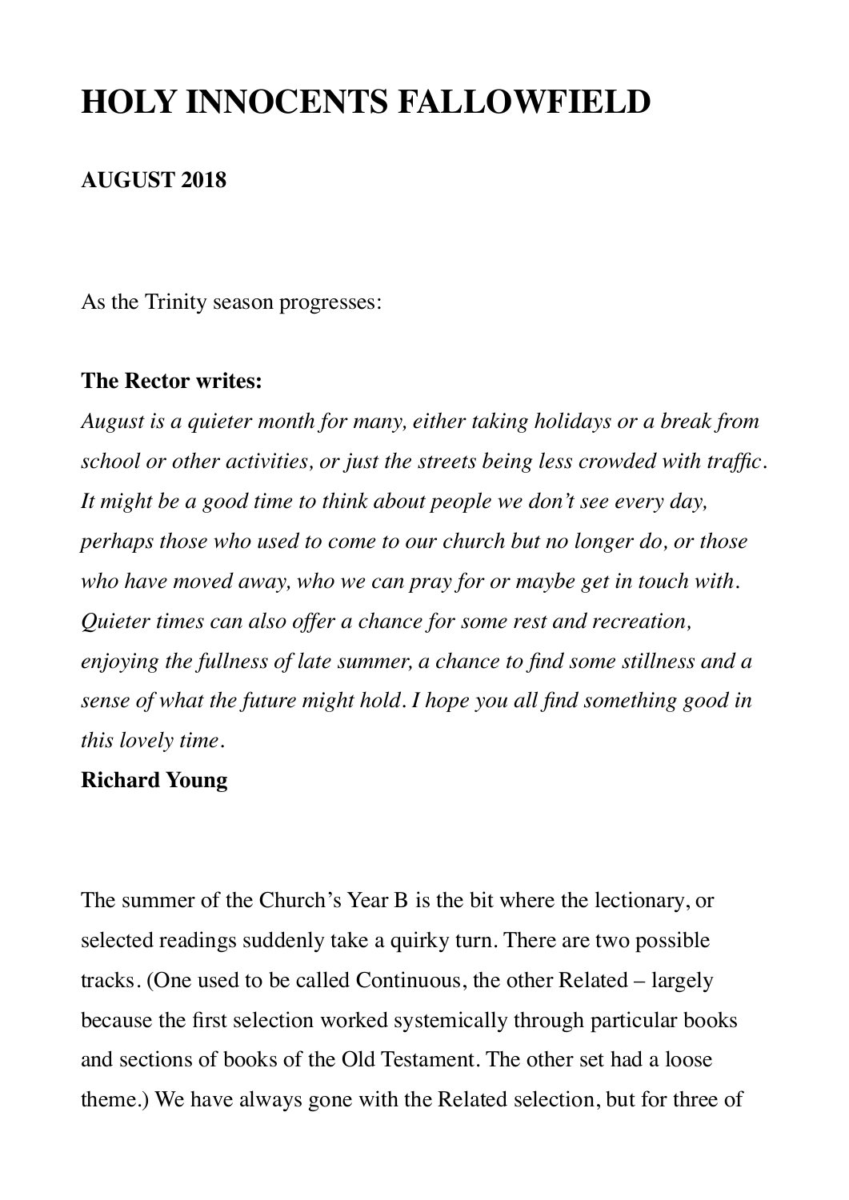# HOLY INNOCENTS FALLOWFIELD

**AUGUST 2018**

As the Trinity season progresses:

**The Rector writes:**

*August is a quieter month for many, either taking holidays or a break from school or other activities, or just the streets being less crowded with traffic. It might be a good time to think about people we don't see every day, perhaps those who used to come to our church but no longer do, or those who have moved away, who we can pray for or maybe get in touch with. Quieter times can also offer a chance for some rest and recreation, enjoying the fullness of late summer, a chance to find some stillness and a sense of what the future might hold. I hope you all find something good in this lovely time.*

**Richard Young**

The summer of the Church's Year B is the bit where the lectionary, or selected readings suddenly take a quirky turn. There are two possible tracks. (One used to be called Continuous, the other Related – largely because the first selection worked systemically through particular books and sections of books of the Old Testament. The other set had a loose theme.) We have always gone with the Related selection, but for three of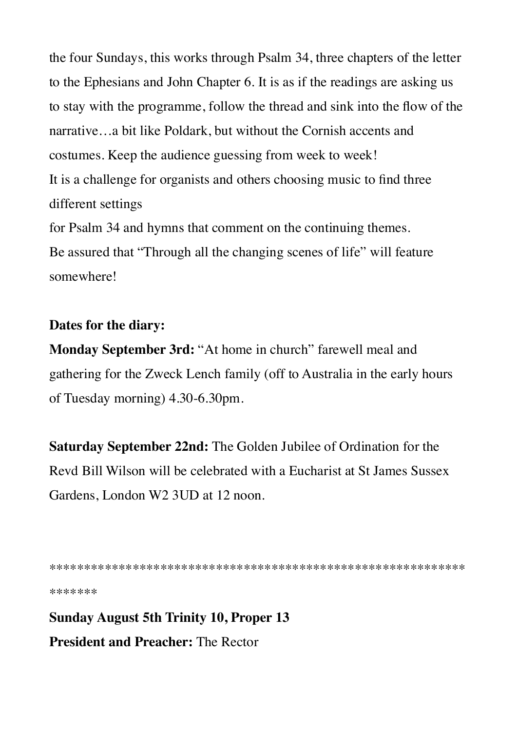the four Sundays, this works through Psalm 34, three chapters of the letter to the Ephesians and John Chapter 6. It is as if the readings are asking us to stay with the programme, follow the thread and sink into the flow of the narrative…a bit like Poldark, but without the Cornish accents and costumes. Keep the audience guessing from week to week!

It is a challenge for organists and others choosing music to find three different settings

for Psalm 34 and hymns that comment on the continuing themes.

Be assured that "Through all the changing scenes of life" will feature somewhere!

**Dates for the diary:**

**Monday September 3rd:** "At home in church" farewell meal and gathering for the Zweck Lench family (off to Australia in the early hours of Tuesday morning) 4.30-6.30pm.

**Saturday September 22nd:** The Golden Jubilee of Ordination for the Revd Bill Wilson will be celebrated with a Eucharist at St James Sussex Gardens, London W2 3UD at 12 noon.

*****************************************************************

**Sunday August 5th Trinity 10, Proper 13**

**President and Preacher:** The Rector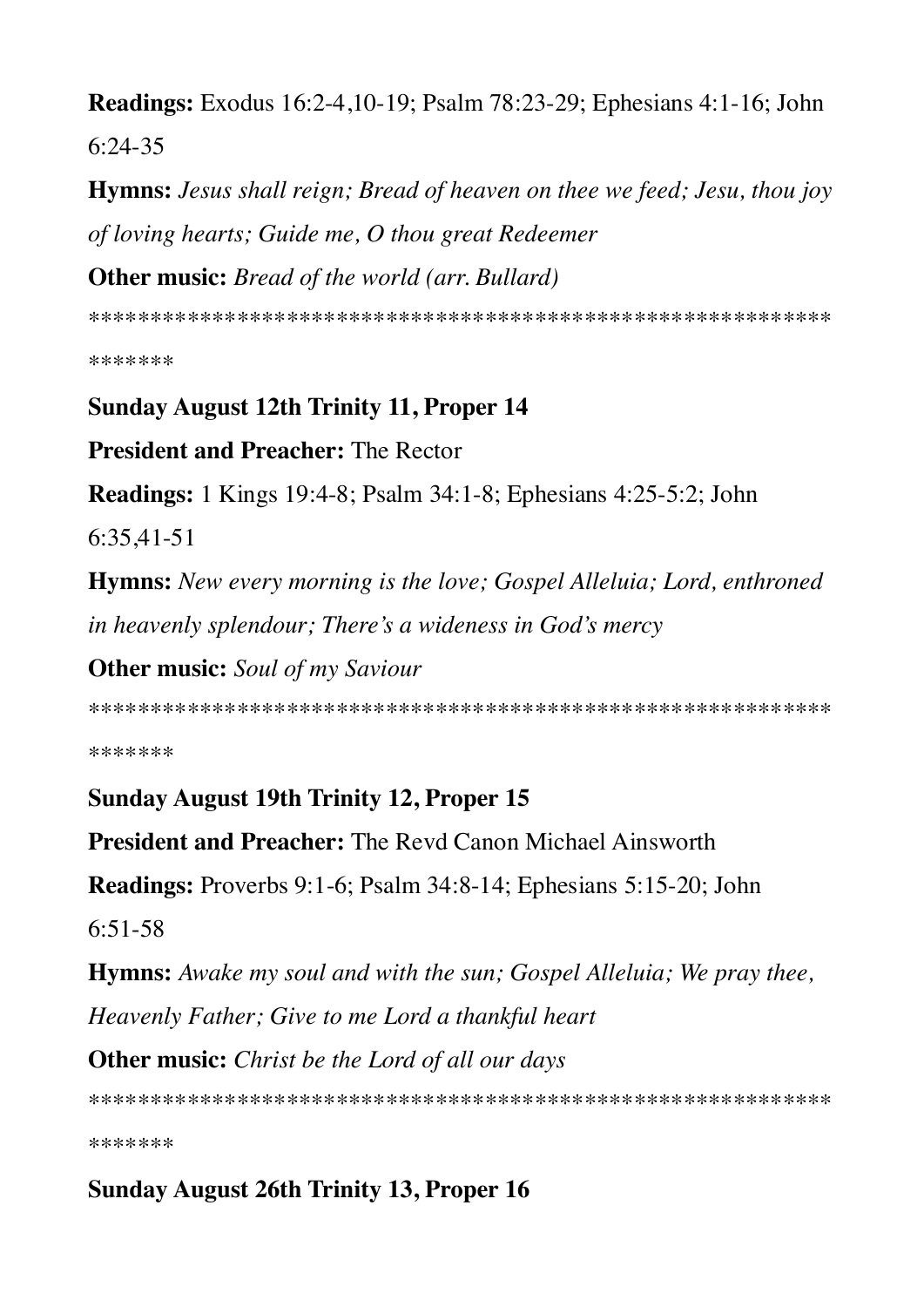**Readings:** Exodus 16:2-4,10-19; Psalm 78:23-29; Ephesians 4:1-16; John 6:24-35

**Hymns:** *Jesus shall reign; Bread of heaven on thee we feed; Jesu, thou joy of loving hearts; Guide me, O thou great Redeemer*

**Other music:** *Bread of the world (arr. Bullard)*

****************************************************************

**Sunday August 12th Trinity 11, Proper 14**

**President and Preacher:** The Rector

**Readings:** 1 Kings 19:4-8; Psalm 34:1-8; Ephesians 4:25-5:2; John 6:35,41-51

**Hymns:** *New every morning is the love; Gospel Alleluia; Lord, enthroned in heavenly splendour; There's a wideness in God's mercy*

**Other music:** *Soul of my Saviour*

****************************************************************

**Sunday August 19th Trinity 12, Proper 15**

**President and Preacher:** The Revd Canon Michael Ainsworth

**Readings:** Proverbs 9:1-6; Psalm 34:8-14; Ephesians 5:15-20; John 6:51-58

**Hymns:** *Awake my soul and with the sun; Gospel Alleluia; We pray thee, Heavenly Father; Give to me Lord a thankful heart*

**Other music:** *Christ be the Lord of all our days*

****************************************************************

**Sunday August 26th Trinity 13, Proper 16**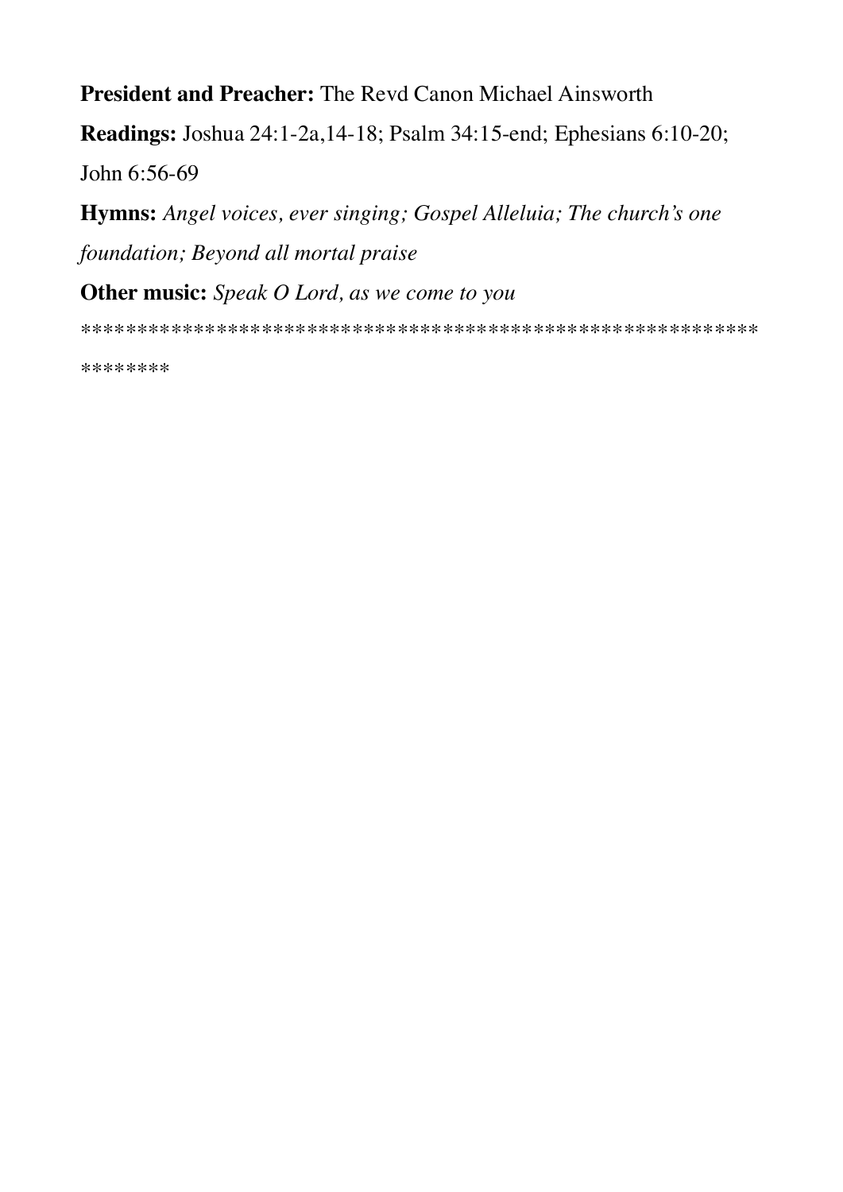**President and Preacher:** The Revd Canon Michael Ainsworth

**Readings:** Joshua 24:1-2a,14-18; Psalm 34:15-end; Ephesians 6:10-20; John 6:56-69

**Hymns:** *Angel voices, ever singing; Gospel Alleluia; The church's one foundation; Beyond all mortal praise*

**Other music:** *Speak O Lord, as we come to you*

****************************************************************